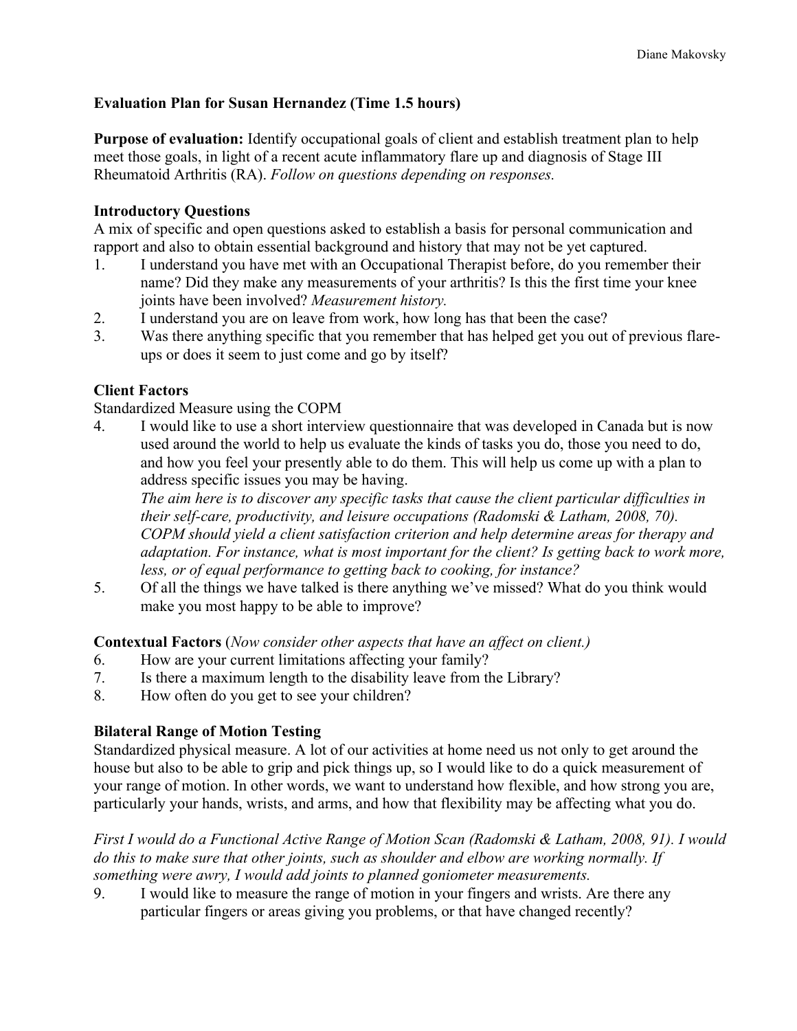## Evaluation Plan for Susan Hernandez (Time 1.5 hours)

**Purpose of evaluation:** Identify occupational goals of client and establish treatment plan to help meet those goals, in light of a recent acute inflammatory flare up and diagnosis of Stage III Rheumatoid Arthritis (RA). *Follow on questions depending on responses.*

### Introductory Questions

A mix of specific and open questions asked to establish a basis for personal communication and rapport and also to obtain essential background and history that may not be yet captured.

1. I understand you have met with an Occupational Therapist before, do you remember their name? Did they make any measurements of your arthritis? Is this the first time your knee joints have been involved? *Measurement history.*
2. I understand you are on leave from work, how long has that been the case?
3. Was there anything specific that you remember that has helped get you out of previous flare-ups or does it seem to just come and go by itself?

### Client Factors

Standardized Measure using the COPM

4. I would like to use a short interview questionnaire that was developed in Canada but is now used around the world to help us evaluate the kinds of tasks you do, those you need to do, and how you feel your presently able to do them. This will help us come up with a plan to address specific issues you may be having.
   *The aim here is to discover any specific tasks that cause the client particular difficulties in their self-care, productivity, and leisure occupations (Radomski & Latham, 2008, 70). COPM should yield a client satisfaction criterion and help determine areas for therapy and adaptation. For instance, what is most important for the client? Is getting back to work more, less, or of equal performance to getting back to cooking, for instance?*
5. Of all the things we have talked is there anything we've missed? What do you think would make you most happy to be able to improve?

### Contextual Factors (*Now consider other aspects that have an affect on client.)*

6. How are your current limitations affecting your family?
7. Is there a maximum length to the disability leave from the Library?
8. How often do you get to see your children?

### Bilateral Range of Motion Testing

Standardized physical measure. A lot of our activities at home need us not only to get around the house but also to be able to grip and pick things up, so I would like to do a quick measurement of your range of motion. In other words, we want to understand how flexible, and how strong you are, particularly your hands, wrists, and arms, and how that flexibility may be affecting what you do.

*First I would do a Functional Active Range of Motion Scan (Radomski & Latham, 2008, 91). I would do this to make sure that other joints, such as shoulder and elbow are working normally. If something were awry, I would add joints to planned goniometer measurements.*

9. I would like to measure the range of motion in your fingers and wrists. Are there any particular fingers or areas giving you problems, or that have changed recently?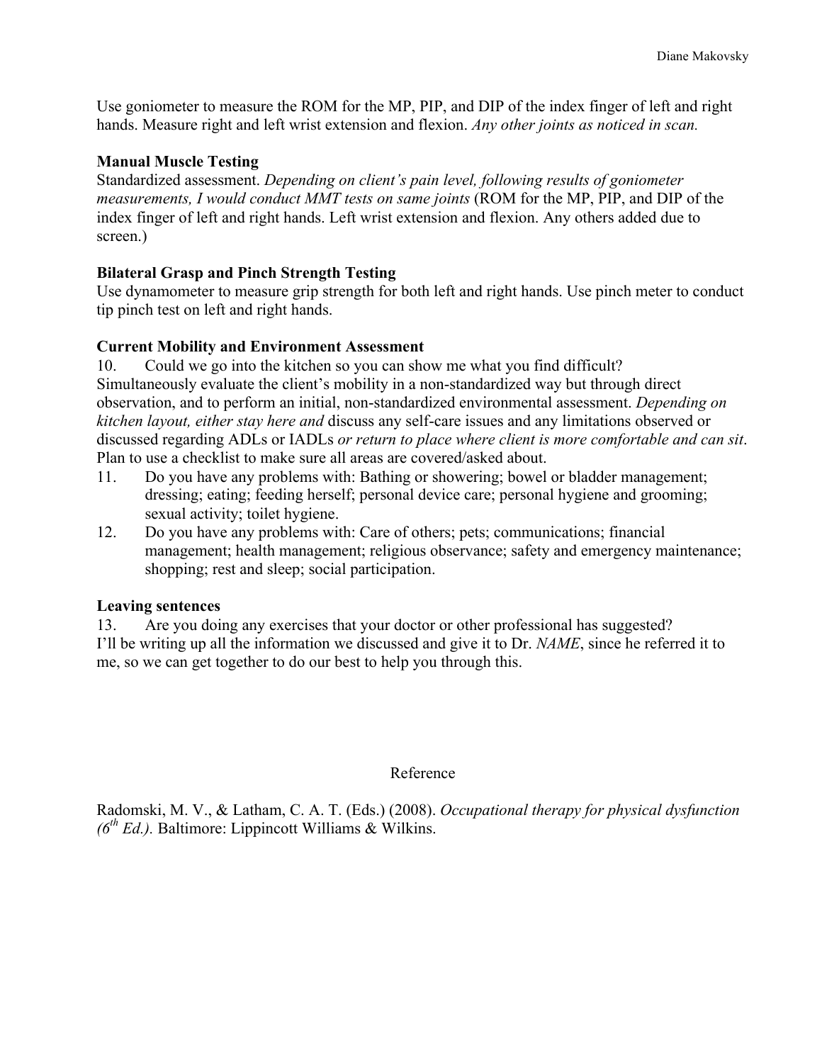Use goniometer to measure the ROM for the MP, PIP, and DIP of the index finger of left and right hands. Measure right and left wrist extension and flexion. *Any other joints as noticed in scan.*

**Manual Muscle Testing**
Standardized assessment. *Depending on client's pain level, following results of goniometer measurements, I would conduct MMT tests on same joints* (ROM for the MP, PIP, and DIP of the index finger of left and right hands. Left wrist extension and flexion. Any others added due to screen.)

**Bilateral Grasp and Pinch Strength Testing**
Use dynamometer to measure grip strength for both left and right hands. Use pinch meter to conduct tip pinch test on left and right hands.

**Current Mobility and Environment Assessment**

10. Could we go into the kitchen so you can show me what you find difficult?

Simultaneously evaluate the client's mobility in a non-standardized way but through direct observation, and to perform an initial, non-standardized environmental assessment. *Depending on kitchen layout, either stay here and* discuss any self-care issues and any limitations observed or discussed regarding ADLs or IADLs *or return to place where client is more comfortable and can sit*. Plan to use a checklist to make sure all areas are covered/asked about.

11. Do you have any problems with: Bathing or showering; bowel or bladder management; dressing; eating; feeding herself; personal device care; personal hygiene and grooming; sexual activity; toilet hygiene.
12. Do you have any problems with: Care of others; pets; communications; financial management; health management; religious observance; safety and emergency maintenance; shopping; rest and sleep; social participation.

**Leaving sentences**

13. Are you doing any exercises that your doctor or other professional has suggested?

I'll be writing up all the information we discussed and give it to Dr. *NAME*, since he referred it to me, so we can get together to do our best to help you through this.

Reference

Radomski, M. V., & Latham, C. A. T. (Eds.) (2008). *Occupational therapy for physical dysfunction (6th Ed.).* Baltimore: Lippincott Williams & Wilkins.